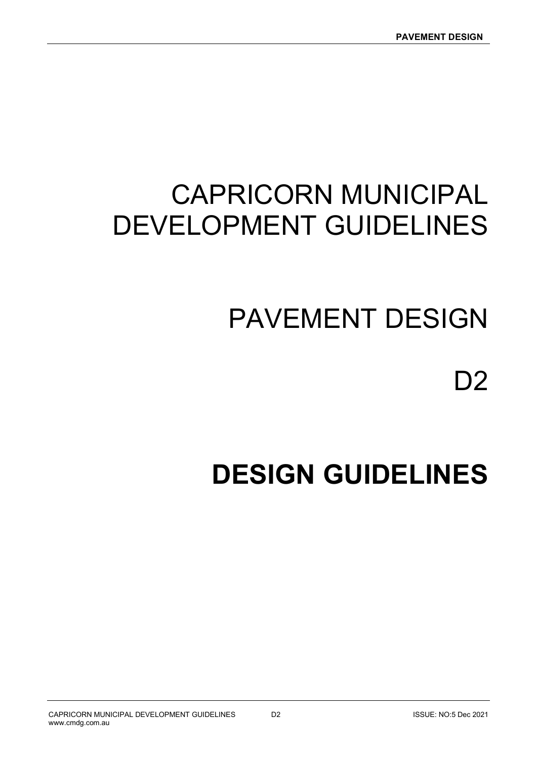# CAPRICORN MUNICIPAL DEVELOPMENT GUIDELINES

# PAVEMENT DESIGN

# D2

# **DESIGN GUIDELINES**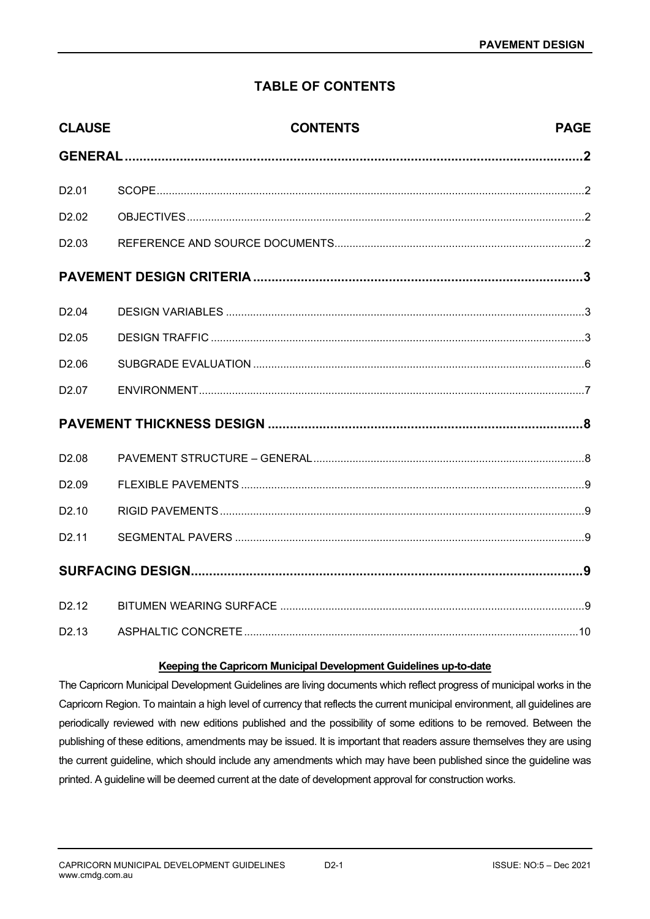# TABLE OF CONTENTS

| CLAUSE | CONTENTS | PAGE |
|---|---|---|
| **GENERAL** | | **2** |
| D2.01 | SCOPE | 2 |
| D2.02 | OBJECTIVES | 2 |
| D2.03 | REFERENCE AND SOURCE DOCUMENTS | 2 |
| **PAVEMENT DESIGN CRITERIA** | | **3** |
| D2.04 | DESIGN VARIABLES | 3 |
| D2.05 | DESIGN TRAFFIC | 3 |
| D2.06 | SUBGRADE EVALUATION | 6 |
| D2.07 | ENVIRONMENT | 7 |
| **PAVEMENT THICKNESS DESIGN** | | **8** |
| D2.08 | PAVEMENT STRUCTURE – GENERAL | 8 |
| D2.09 | FLEXIBLE PAVEMENTS | 9 |
| D2.10 | RIGID PAVEMENTS | 9 |
| D2.11 | SEGMENTAL PAVERS | 9 |
| **SURFACING DESIGN** | | **9** |
| D2.12 | BITUMEN WEARING SURFACE | 9 |
| D2.13 | ASPHALTIC CONCRETE | 10 |

**Keeping the Capricorn Municipal Development Guidelines up-to-date**

The Capricorn Municipal Development Guidelines are living documents which reflect progress of municipal works in the Capricorn Region. To maintain a high level of currency that reflects the current municipal environment, all guidelines are periodically reviewed with new editions published and the possibility of some editions to be removed. Between the publishing of these editions, amendments may be issued. It is important that readers assure themselves they are using the current guideline, which should include any amendments which may have been published since the guideline was printed. A guideline will be deemed current at the date of development approval for construction works.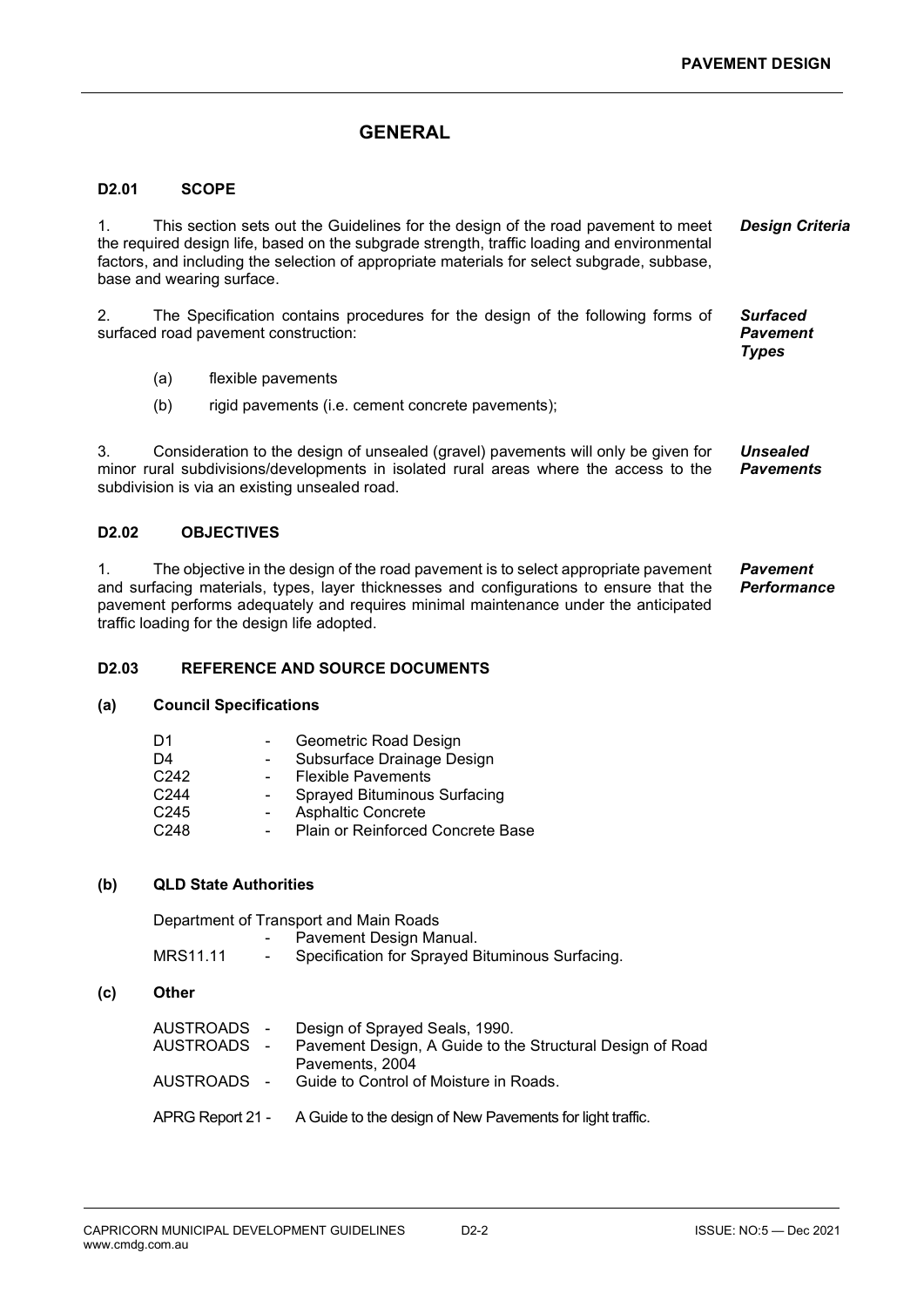# GENERAL

## D2.01 SCOPE

1. This section sets out the Guidelines for the design of the road pavement to meet the required design life, based on the subgrade strength, traffic loading and environmental factors, and including the selection of appropriate materials for select subgrade, subbase, base and wearing surface. ***Design Criteria***

2. The Specification contains procedures for the design of the following forms of surfaced road pavement construction: ***Surfaced Pavement Types***

   (a) flexible pavements

   (b) rigid pavements (i.e. cement concrete pavements);

3. Consideration to the design of unsealed (gravel) pavements will only be given for minor rural subdivisions/developments in isolated rural areas where the access to the subdivision is via an existing unsealed road. ***Unsealed Pavements***

## D2.02 OBJECTIVES

1. The objective in the design of the road pavement is to select appropriate pavement and surfacing materials, types, layer thicknesses and configurations to ensure that the pavement performs adequately and requires minimal maintenance under the anticipated traffic loading for the design life adopted. ***Pavement Performance***

## D2.03 REFERENCE AND SOURCE DOCUMENTS

### (a) Council Specifications

| | | |
|---|---|---|
| D1 | - | Geometric Road Design |
| D4 | - | Subsurface Drainage Design |
| C242 | - | Flexible Pavements |
| C244 | - | Sprayed Bituminous Surfacing |
| C245 | - | Asphaltic Concrete |
| C248 | - | Plain or Reinforced Concrete Base |

### (b) QLD State Authorities

Department of Transport and Main Roads

| | | |
|---|---|---|
| | - | Pavement Design Manual. |
| MRS11.11 | - | Specification for Sprayed Bituminous Surfacing. |

### (c) Other

| | | |
|---|---|---|
| AUSTROADS | - | Design of Sprayed Seals, 1990. |
| AUSTROADS | - | Pavement Design, A Guide to the Structural Design of Road Pavements, 2004 |
| AUSTROADS | - | Guide to Control of Moisture in Roads. |
| APRG Report 21 | - | A Guide to the design of New Pavements for light traffic. |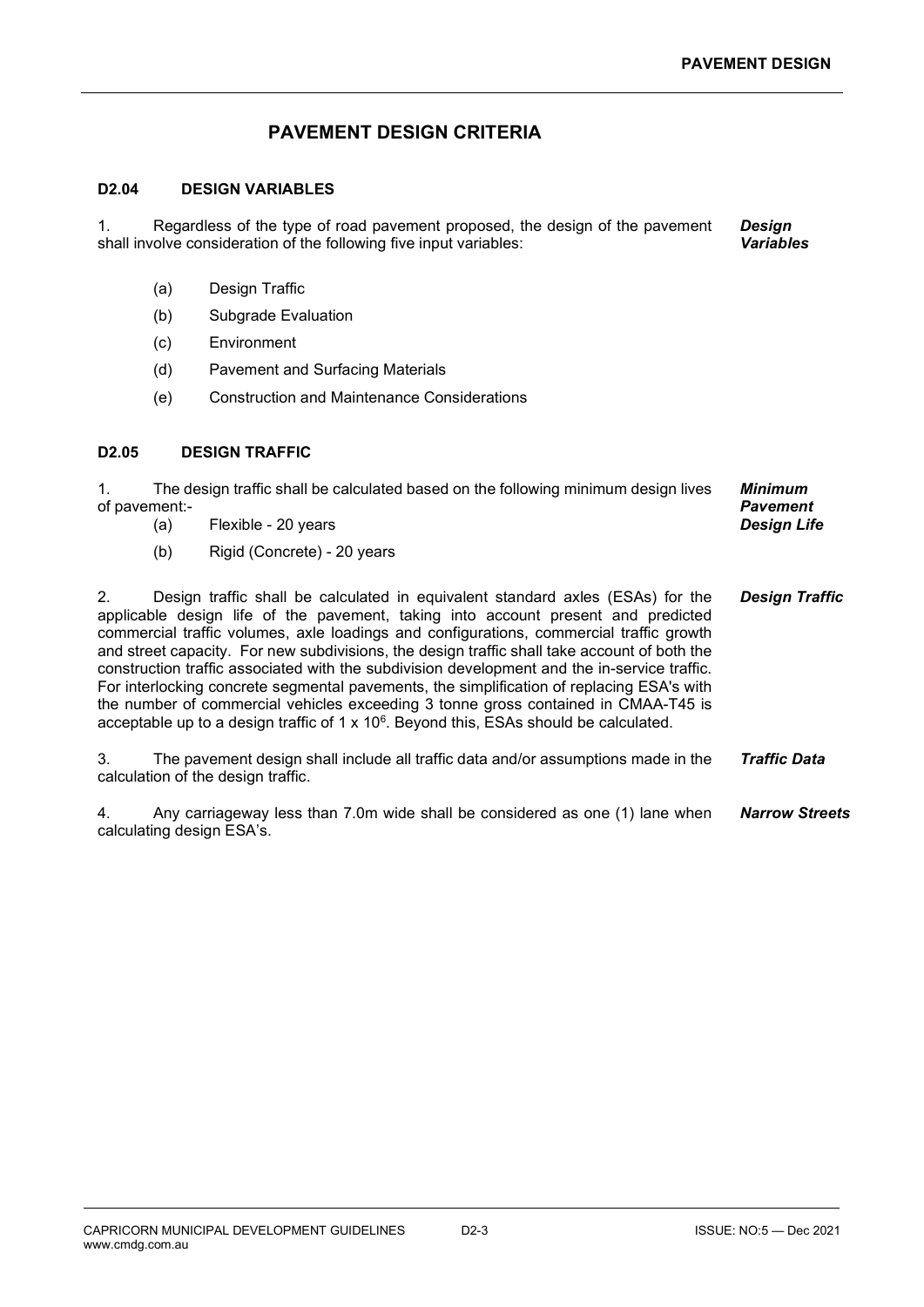## PAVEMENT DESIGN CRITERIA

### D2.04 DESIGN VARIABLES

1. Regardless of the type of road pavement proposed, the design of the pavement shall involve consideration of the following five input variables: ***Design Variables***

   (a) Design Traffic

   (b) Subgrade Evaluation

   (c) Environment

   (d) Pavement and Surfacing Materials

   (e) Construction and Maintenance Considerations

### D2.05 DESIGN TRAFFIC

1. The design traffic shall be calculated based on the following minimum design lives of pavement:- ***Minimum Pavement Design Life***

   (a) Flexible - 20 years

   (b) Rigid (Concrete) - 20 years

2. Design traffic shall be calculated in equivalent standard axles (ESAs) for the applicable design life of the pavement, taking into account present and predicted commercial traffic volumes, axle loadings and configurations, commercial traffic growth and street capacity. For new subdivisions, the design traffic shall take account of both the construction traffic associated with the subdivision development and the in-service traffic. For interlocking concrete segmental pavements, the simplification of replacing ESA's with the number of commercial vehicles exceeding 3 tonne gross contained in CMAA-T45 is acceptable up to a design traffic of $1 \times 10^6$. Beyond this, ESAs should be calculated. ***Design Traffic***

3. The pavement design shall include all traffic data and/or assumptions made in the calculation of the design traffic. ***Traffic Data***

4. Any carriageway less than 7.0m wide shall be considered as one (1) lane when calculating design ESA's. ***Narrow Streets***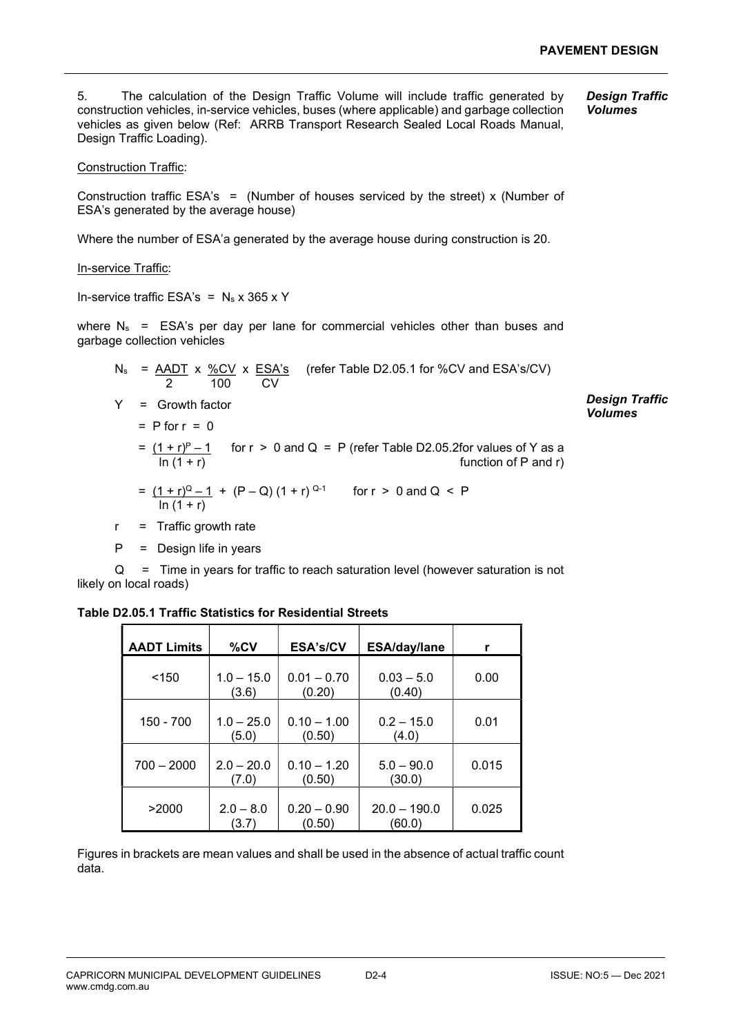5. The calculation of the Design Traffic Volume will include traffic generated by construction vehicles, in-service vehicles, buses (where applicable) and garbage collection vehicles as given below (Ref: ARRB Transport Research Sealed Local Roads Manual, Design Traffic Loading).

***Design Traffic Volumes***

Construction Traffic:

Construction traffic ESA's = (Number of houses serviced by the street) x (Number of ESA's generated by the average house)

Where the number of ESA'a generated by the average house during construction is 20.

In-service Traffic:

In-service traffic ESA's = $N_s$ x 365 x Y

where $N_s$ = ESA's per day per lane for commercial vehicles other than buses and garbage collection vehicles

$$N_s = \frac{AADT}{2} \times \frac{\%CV}{100} \times \frac{ESA's}{CV}$$ (refer Table D2.05.1 for %CV and ESA's/CV)

Y = Growth factor

***Design Traffic Volumes***

= P for r = 0

$$= \frac{(1+r)^P - 1}{\ln(1+r)}$$ for r > 0 and Q = P (refer Table D2.05.2for values of Y as a function of P and r)

$$= \frac{(1+r)^Q - 1}{\ln(1+r)} + (P - Q)(1+r)^{Q-1}$$ for r > 0 and Q < P

r = Traffic growth rate

P = Design life in years

Q = Time in years for traffic to reach saturation level (however saturation is not likely on local roads)

**Table D2.05.1 Traffic Statistics for Residential Streets**

| AADT Limits | %CV | ESA's/CV | ESA/day/lane | r |
|---|---|---|---|---|
| <150 | 1.0 – 15.0 (3.6) | 0.01 – 0.70 (0.20) | 0.03 – 5.0 (0.40) | 0.00 |
| 150 - 700 | 1.0 – 25.0 (5.0) | 0.10 – 1.00 (0.50) | 0.2 – 15.0 (4.0) | 0.01 |
| 700 – 2000 | 2.0 – 20.0 (7.0) | 0.10 – 1.20 (0.50) | 5.0 – 90.0 (30.0) | 0.015 |
| >2000 | 2.0 – 8.0 (3.7) | 0.20 – 0.90 (0.50) | 20.0 – 190.0 (60.0) | 0.025 |

Figures in brackets are mean values and shall be used in the absence of actual traffic count data.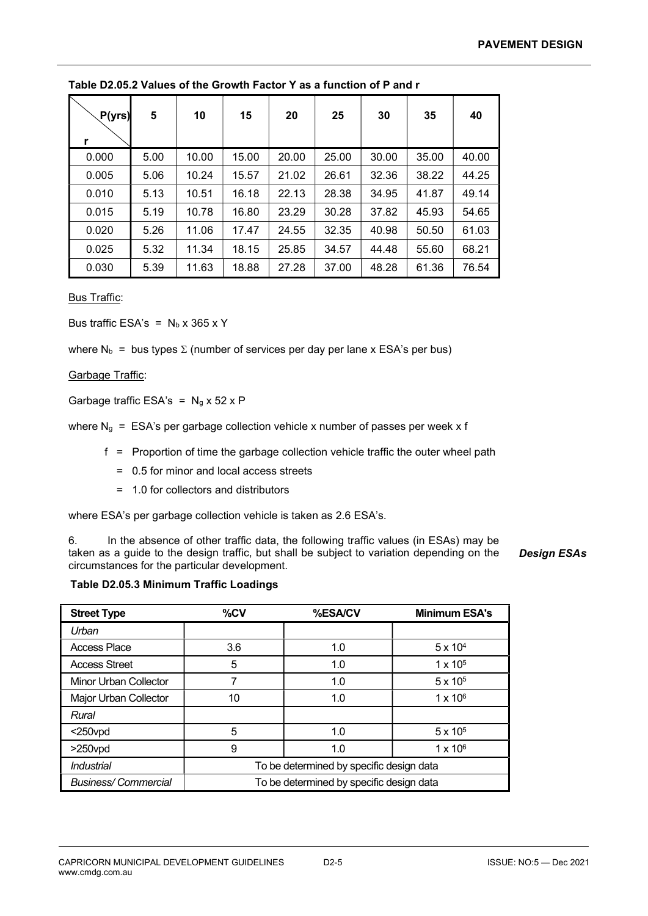**Table D2.05.2 Values of the Growth Factor Y as a function of P and r**

| r \ P(yrs) | 5 | 10 | 15 | 20 | 25 | 30 | 35 | 40 |
|---|---|---|---|---|---|---|---|---|
| 0.000 | 5.00 | 10.00 | 15.00 | 20.00 | 25.00 | 30.00 | 35.00 | 40.00 |
| 0.005 | 5.06 | 10.24 | 15.57 | 21.02 | 26.61 | 32.36 | 38.22 | 44.25 |
| 0.010 | 5.13 | 10.51 | 16.18 | 22.13 | 28.38 | 34.95 | 41.87 | 49.14 |
| 0.015 | 5.19 | 10.78 | 16.80 | 23.29 | 30.28 | 37.82 | 45.93 | 54.65 |
| 0.020 | 5.26 | 11.06 | 17.47 | 24.55 | 32.35 | 40.98 | 50.50 | 61.03 |
| 0.025 | 5.32 | 11.34 | 18.15 | 25.85 | 34.57 | 44.48 | 55.60 | 68.21 |
| 0.030 | 5.39 | 11.63 | 18.88 | 27.28 | 37.00 | 48.28 | 61.36 | 76.54 |

Bus Traffic:

Bus traffic ESA's = $N_b \times 365 \times Y$

where $N_b$ = bus types $\Sigma$ (number of services per day per lane x ESA's per bus)

Garbage Traffic:

Garbage traffic ESA's = $N_g \times 52 \times P$

where $N_g$ = ESA's per garbage collection vehicle x number of passes per week x f

- f = Proportion of time the garbage collection vehicle traffic the outer wheel path
  - = 0.5 for minor and local access streets
  - = 1.0 for collectors and distributors

where ESA's per garbage collection vehicle is taken as 2.6 ESA's.

6. In the absence of other traffic data, the following traffic values (in ESAs) may be taken as a guide to the design traffic, but shall be subject to variation depending on the circumstances for the particular development. ***Design ESAs***

**Table D2.05.3 Minimum Traffic Loadings**

| Street Type | %CV | %ESA/CV | Minimum ESA's |
|---|---|---|---|
| *Urban* | | | |
| Access Place | 3.6 | 1.0 | $5 \times 10^4$ |
| Access Street | 5 | 1.0 | $1 \times 10^5$ |
| Minor Urban Collector | 7 | 1.0 | $5 \times 10^5$ |
| Major Urban Collector | 10 | 1.0 | $1 \times 10^6$ |
| *Rural* | | | |
| <250vpd | 5 | 1.0 | $5 \times 10^5$ |
| >250vpd | 9 | 1.0 | $1 \times 10^6$ |
| *Industrial* | To be determined by specific design data | | |
| *Business/ Commercial* | To be determined by specific design data | | |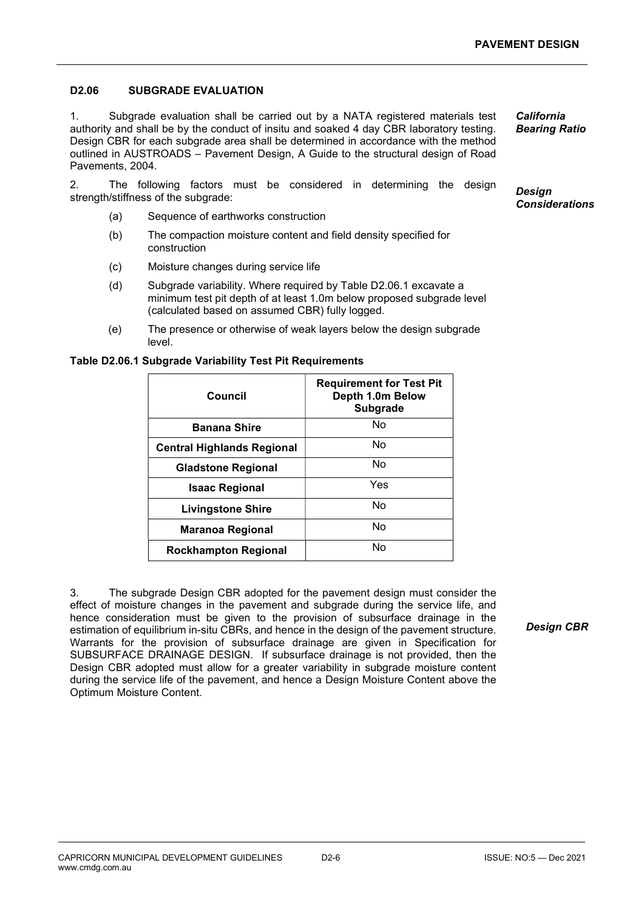### D2.06 SUBGRADE EVALUATION

***California Bearing Ratio***

1. Subgrade evaluation shall be carried out by a NATA registered materials test authority and shall be by the conduct of insitu and soaked 4 day CBR laboratory testing. Design CBR for each subgrade area shall be determined in accordance with the method outlined in AUSTROADS – Pavement Design, A Guide to the structural design of Road Pavements, 2004.

***Design Considerations***

2. The following factors must be considered in determining the design strength/stiffness of the subgrade:

(a) Sequence of earthworks construction

(b) The compaction moisture content and field density specified for construction

(c) Moisture changes during service life

(d) Subgrade variability. Where required by Table D2.06.1 excavate a minimum test pit depth of at least 1.0m below proposed subgrade level (calculated based on assumed CBR) fully logged.

(e) The presence or otherwise of weak layers below the design subgrade level.

**Table D2.06.1 Subgrade Variability Test Pit Requirements**

| Council | Requirement for Test Pit Depth 1.0m Below Subgrade |
|---|---|
| **Banana Shire** | No |
| **Central Highlands Regional** | No |
| **Gladstone Regional** | No |
| **Isaac Regional** | Yes |
| **Livingstone Shire** | No |
| **Maranoa Regional** | No |
| **Rockhampton Regional** | No |

***Design CBR***

3. The subgrade Design CBR adopted for the pavement design must consider the effect of moisture changes in the pavement and subgrade during the service life, and hence consideration must be given to the provision of subsurface drainage in the estimation of equilibrium in-situ CBRs, and hence in the design of the pavement structure. Warrants for the provision of subsurface drainage are given in Specification for SUBSURFACE DRAINAGE DESIGN. If subsurface drainage is not provided, then the Design CBR adopted must allow for a greater variability in subgrade moisture content during the service life of the pavement, and hence a Design Moisture Content above the Optimum Moisture Content.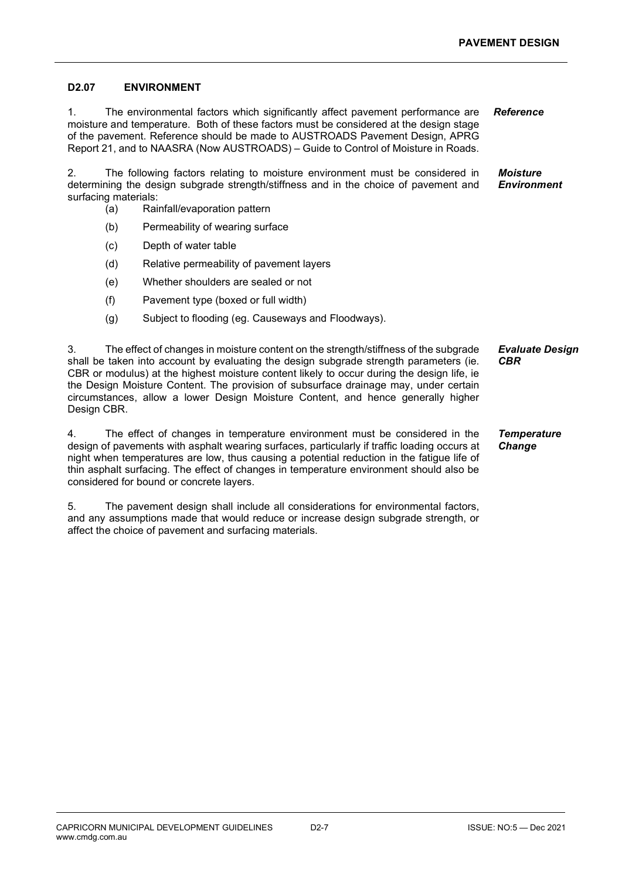## D2.07 ENVIRONMENT

*Reference*

1. The environmental factors which significantly affect pavement performance are moisture and temperature. Both of these factors must be considered at the design stage of the pavement. Reference should be made to AUSTROADS Pavement Design, APRG Report 21, and to NAASRA (Now AUSTROADS) – Guide to Control of Moisture in Roads.

*Moisture Environment*

2. The following factors relating to moisture environment must be considered in determining the design subgrade strength/stiffness and in the choice of pavement and surfacing materials:

(a) Rainfall/evaporation pattern

(b) Permeability of wearing surface

(c) Depth of water table

(d) Relative permeability of pavement layers

(e) Whether shoulders are sealed or not

(f) Pavement type (boxed or full width)

(g) Subject to flooding (eg. Causeways and Floodways).

*Evaluate Design CBR*

3. The effect of changes in moisture content on the strength/stiffness of the subgrade shall be taken into account by evaluating the design subgrade strength parameters (ie. CBR or modulus) at the highest moisture content likely to occur during the design life, ie the Design Moisture Content. The provision of subsurface drainage may, under certain circumstances, allow a lower Design Moisture Content, and hence generally higher Design CBR.

*Temperature Change*

4. The effect of changes in temperature environment must be considered in the design of pavements with asphalt wearing surfaces, particularly if traffic loading occurs at night when temperatures are low, thus causing a potential reduction in the fatigue life of thin asphalt surfacing. The effect of changes in temperature environment should also be considered for bound or concrete layers.

5. The pavement design shall include all considerations for environmental factors, and any assumptions made that would reduce or increase design subgrade strength, or affect the choice of pavement and surfacing materials.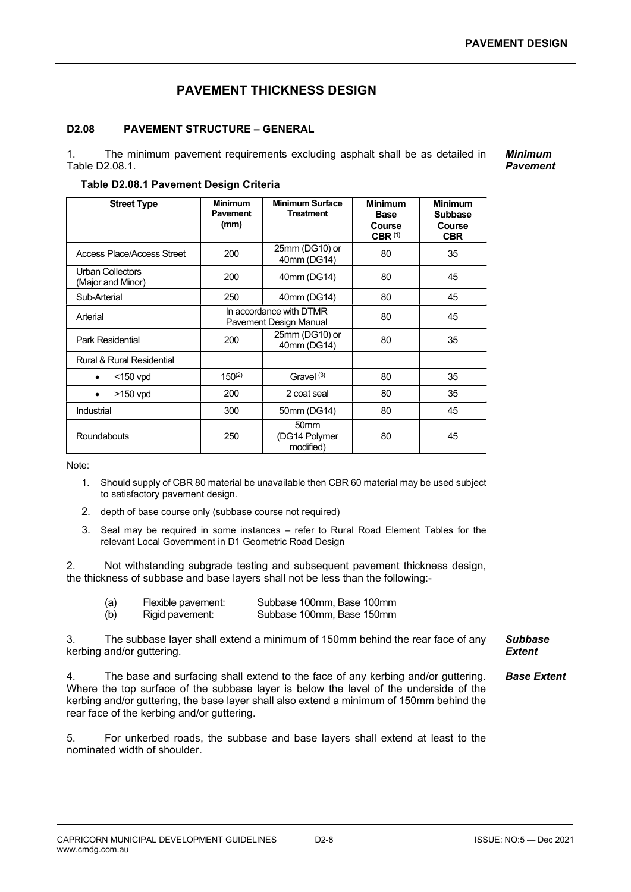# PAVEMENT THICKNESS DESIGN

## D2.08 PAVEMENT STRUCTURE – GENERAL

***Minimum Pavement***

1. The minimum pavement requirements excluding asphalt shall be as detailed in Table D2.08.1.

**Table D2.08.1 Pavement Design Criteria**

| Street Type | Minimum Pavement (mm) | Minimum Surface Treatment | Minimum Base Course CBR [(1)] | Minimum Subbase Course CBR |
|---|---|---|---|---|
| Access Place/Access Street | 200 | 25mm (DG10) or 40mm (DG14) | 80 | 35 |
| Urban Collectors (Major and Minor) | 200 | 40mm (DG14) | 80 | 45 |
| Sub-Arterial | 250 | 40mm (DG14) | 80 | 45 |
| Arterial | In accordance with DTMR Pavement Design Manual | | 80 | 45 |
| Park Residential | 200 | 25mm (DG10) or 40mm (DG14) | 80 | 35 |
| Rural & Rural Residential | | | | |
| • <150 vpd | 150[(2)] | Gravel [(3)] | 80 | 35 |
| • >150 vpd | 200 | 2 coat seal | 80 | 35 |
| Industrial | 300 | 50mm (DG14) | 80 | 45 |
| Roundabouts | 250 | 50mm (DG14 Polymer modified) | 80 | 45 |

Note:

1. Should supply of CBR 80 material be unavailable then CBR 60 material may be used subject to satisfactory pavement design.
2. depth of base course only (subbase course not required)
3. Seal may be required in some instances – refer to Rural Road Element Tables for the relevant Local Government in D1 Geometric Road Design

2. Not withstanding subgrade testing and subsequent pavement thickness design, the thickness of subbase and base layers shall not be less than the following:-

   (a) Flexible pavement: Subbase 100mm, Base 100mm
   (b) Rigid pavement: Subbase 100mm, Base 150mm

***Subbase Extent***

3. The subbase layer shall extend a minimum of 150mm behind the rear face of any kerbing and/or guttering.

***Base Extent***

4. The base and surfacing shall extend to the face of any kerbing and/or guttering. Where the top surface of the subbase layer is below the level of the underside of the kerbing and/or guttering, the base layer shall also extend a minimum of 150mm behind the rear face of the kerbing and/or guttering.

5. For unkerbed roads, the subbase and base layers shall extend at least to the nominated width of shoulder.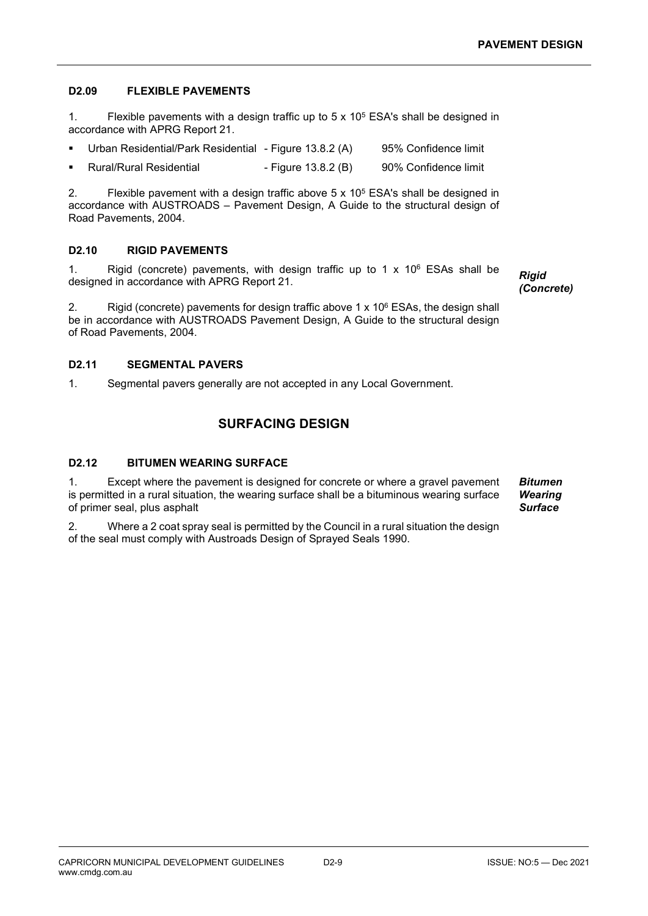### D2.09 FLEXIBLE PAVEMENTS

1. Flexible pavements with a design traffic up to $5 \times 10^5$ ESA's shall be designed in accordance with APRG Report 21.

- Urban Residential/Park Residential - Figure 13.8.2 (A) 95% Confidence limit
- Rural/Rural Residential - Figure 13.8.2 (B) 90% Confidence limit

2. Flexible pavement with a design traffic above $5 \times 10^5$ ESA's shall be designed in accordance with AUSTROADS – Pavement Design, A Guide to the structural design of Road Pavements, 2004.

### D2.10 RIGID PAVEMENTS

***Rigid (Concrete)***

1. Rigid (concrete) pavements, with design traffic up to $1 \times 10^6$ ESAs shall be designed in accordance with APRG Report 21.

2. Rigid (concrete) pavements for design traffic above $1 \times 10^6$ ESAs, the design shall be in accordance with AUSTROADS Pavement Design, A Guide to the structural design of Road Pavements, 2004.

### D2.11 SEGMENTAL PAVERS

1. Segmental pavers generally are not accepted in any Local Government.

## SURFACING DESIGN

### D2.12 BITUMEN WEARING SURFACE

***Bitumen Wearing Surface***

1. Except where the pavement is designed for concrete or where a gravel pavement is permitted in a rural situation, the wearing surface shall be a bituminous wearing surface of primer seal, plus asphalt

2. Where a 2 coat spray seal is permitted by the Council in a rural situation the design of the seal must comply with Austroads Design of Sprayed Seals 1990.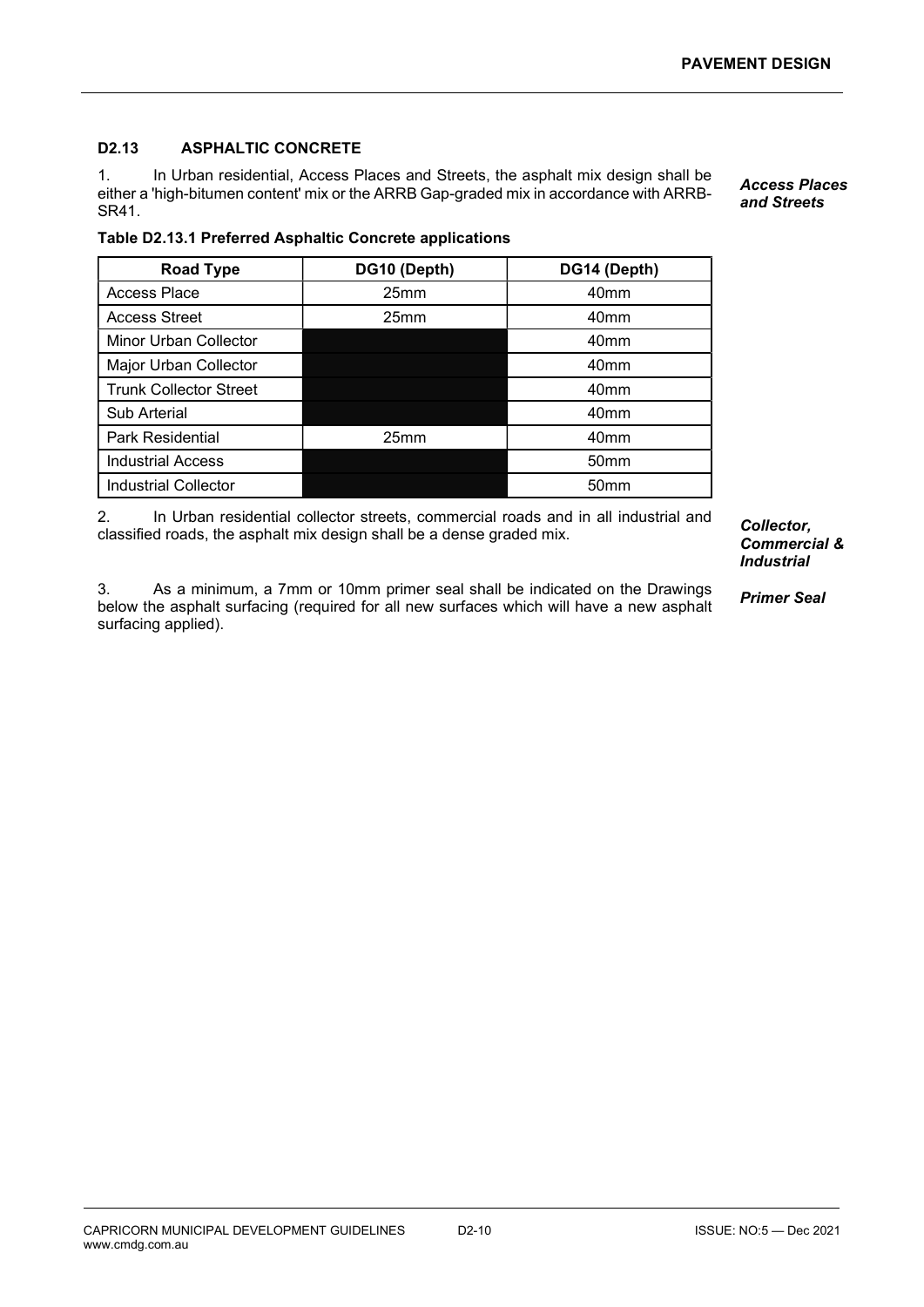### D2.13 ASPHALTIC CONCRETE

1. In Urban residential, Access Places and Streets, the asphalt mix design shall be either a 'high-bitumen content' mix or the ARRB Gap-graded mix in accordance with ARRB-SR41.

*Access Places and Streets*

**Table D2.13.1 Preferred Asphaltic Concrete applications**

| Road Type | DG10 (Depth) | DG14 (Depth) |
|---|---|---|
| Access Place | 25mm | 40mm |
| Access Street | 25mm | 40mm |
| Minor Urban Collector | | 40mm |
| Major Urban Collector | | 40mm |
| Trunk Collector Street | | 40mm |
| Sub Arterial | | 40mm |
| Park Residential | 25mm | 40mm |
| Industrial Access | | 50mm |
| Industrial Collector | | 50mm |

2. In Urban residential collector streets, commercial roads and in all industrial and classified roads, the asphalt mix design shall be a dense graded mix.

***Collector, Commercial & Industrial***

3. As a minimum, a 7mm or 10mm primer seal shall be indicated on the Drawings below the asphalt surfacing (required for all new surfaces which will have a new asphalt surfacing applied).

***Primer Seal***